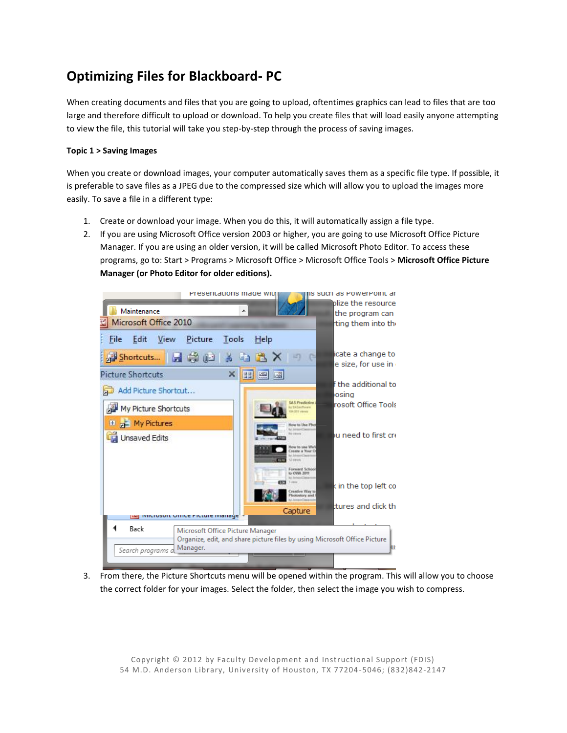# Optimizing Files for Blackboard- PC

When creating documents and files that you are going to upload, oftentimes graphics can lead to files that are too large and therefore difficult to upload or download. To help you create files that will load easily anyone attempting to view the file, this tutorial will take you step-by-step through the process of saving images.

**Topic 1 > Saving Images**

When you create or download images, your computer automatically saves them as a specific file type. If possible, it is preferable to save files as a JPEG due to the compressed size which will allow you to upload the images more easily. To save a file in a different type:

1. Create or download your image. When you do this, it will automatically assign a file type.
2. If you are using Microsoft Office version 2003 or higher, you are going to use Microsoft Office Picture Manager. If you are using an older version, it will be called Microsoft Photo Editor. To access these programs, go to: Start > Programs > Microsoft Office > Microsoft Office Tools > **Microsoft Office Picture Manager (or Photo Editor for older editions).**
3. From there, the Picture Shortcuts menu will be opened within the program. This will allow you to choose the correct folder for your images. Select the folder, then select the image you wish to compress.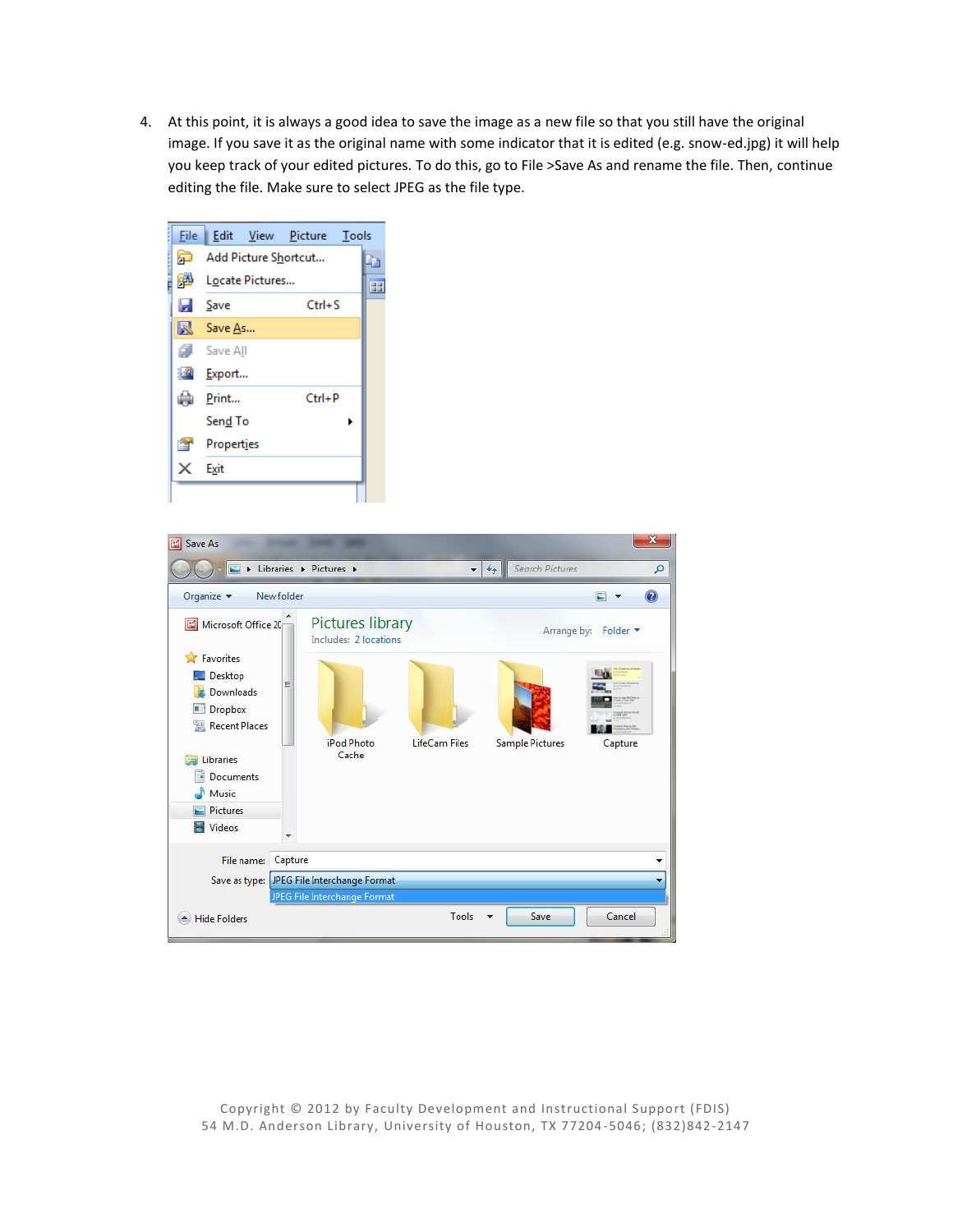4. At this point, it is always a good idea to save the image as a new file so that you still have the original image. If you save it as the original name with some indicator that it is edited (e.g. snow-ed.jpg) it will help you keep track of your edited pictures. To do this, go to File >Save As and rename the file. Then, continue editing the file. Make sure to select JPEG as the file type.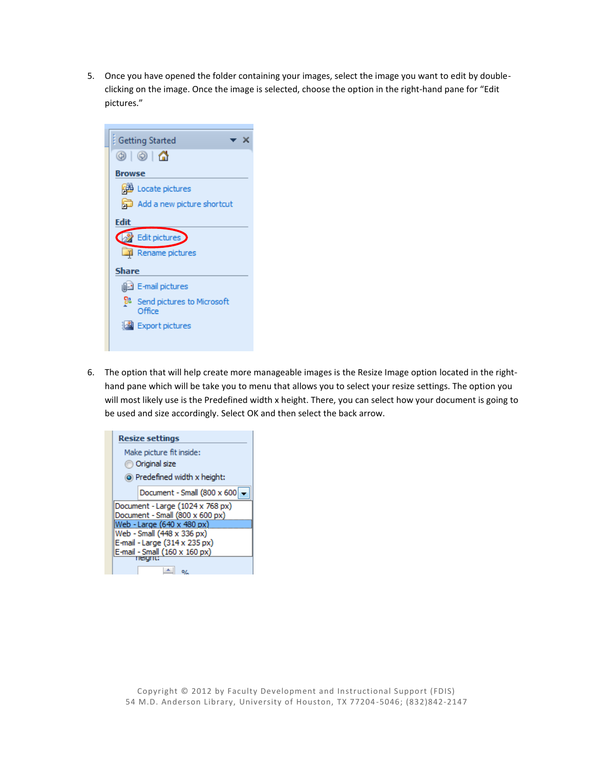5. Once you have opened the folder containing your images, select the image you want to edit by double-clicking on the image. Once the image is selected, choose the option in the right-hand pane for "Edit pictures."

6. The option that will help create more manageable images is the Resize Image option located in the right-hand pane which will be take you to menu that allows you to select your resize settings. The option you will most likely use is the Predefined width x height. There, you can select how your document is going to be used and size accordingly. Select OK and then select the back arrow.

Copyright © 2012 by Faculty Development and Instructional Support (FDIS)
54 M.D. Anderson Library, University of Houston, TX 77204-5046; (832)842-2147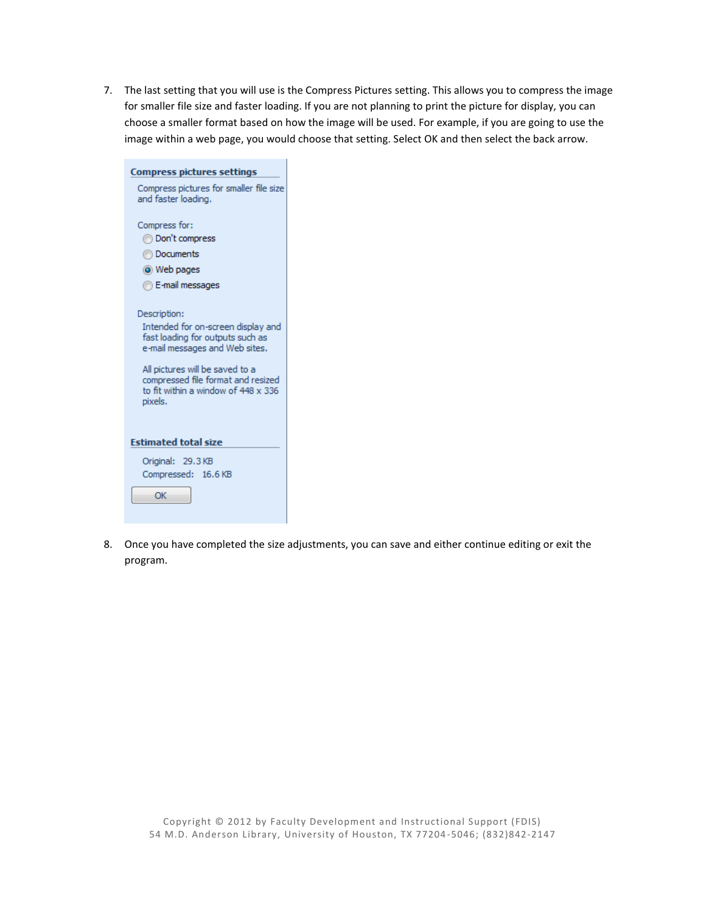7. The last setting that you will use is the Compress Pictures setting. This allows you to compress the image for smaller file size and faster loading. If you are not planning to print the picture for display, you can choose a smaller format based on how the image will be used. For example, if you are going to use the image within a web page, you would choose that setting. Select OK and then select the back arrow.

**Compress pictures settings**

Compress pictures for smaller file size and faster loading.

Compress for:

- Don't compress
- Documents
- Web pages
- E-mail messages

Description:

Intended for on-screen display and fast loading for outputs such as e-mail messages and Web sites.

All pictures will be saved to a compressed file format and resized to fit within a window of 448 x 336 pixels.

**Estimated total size**

Original: 29.3 KB

Compressed: 16.6 KB

OK

8. Once you have completed the size adjustments, you can save and either continue editing or exit the program.